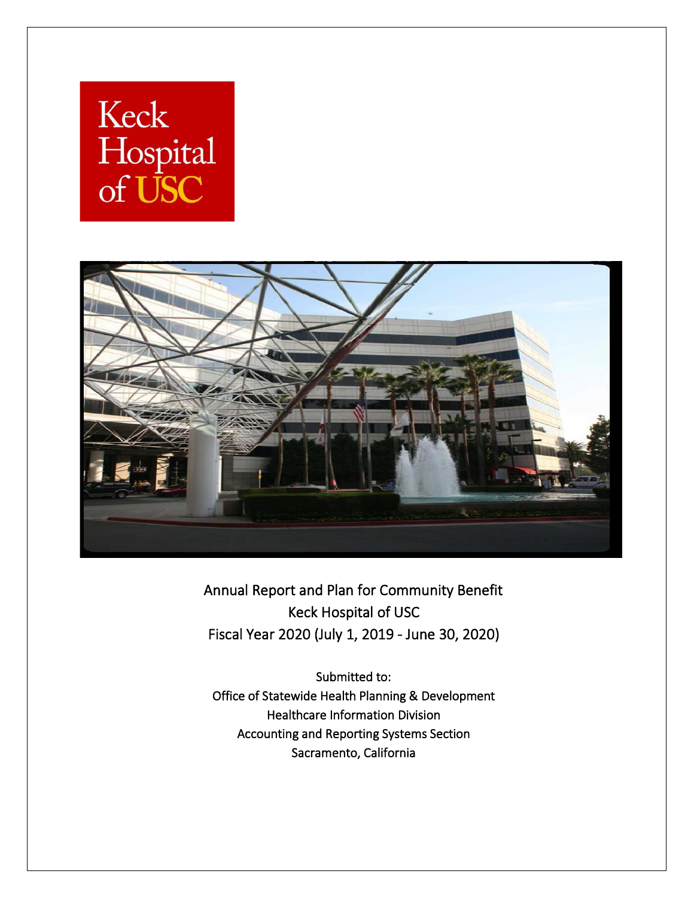Keck Hospital of USC

Annual Report and Plan for Community Benefit
Keck Hospital of USC
Fiscal Year 2020 (July 1, 2019 - June 30, 2020)

Submitted to:
Office of Statewide Health Planning & Development
Healthcare Information Division
Accounting and Reporting Systems Section
Sacramento, California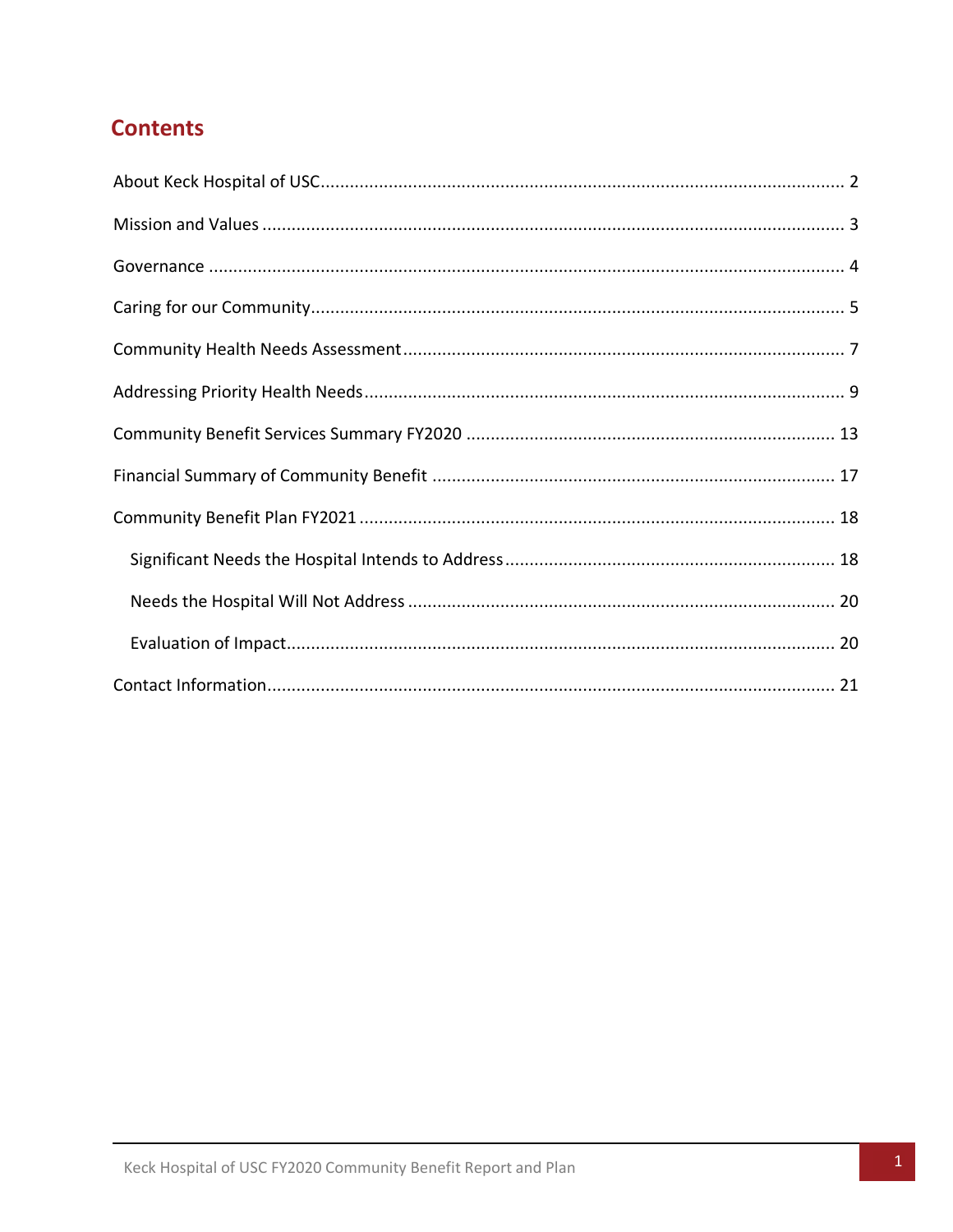## Contents

About Keck Hospital of USC ........ 2

Mission and Values ........ 3

Governance ........ 4

Caring for our Community ........ 5

Community Health Needs Assessment ........ 7

Addressing Priority Health Needs ........ 9

Community Benefit Services Summary FY2020 ........ 13

Financial Summary of Community Benefit ........ 17

Community Benefit Plan FY2021 ........ 18

- Significant Needs the Hospital Intends to Address ........ 18
- Needs the Hospital Will Not Address ........ 20
- Evaluation of Impact ........ 20

Contact Information ........ 21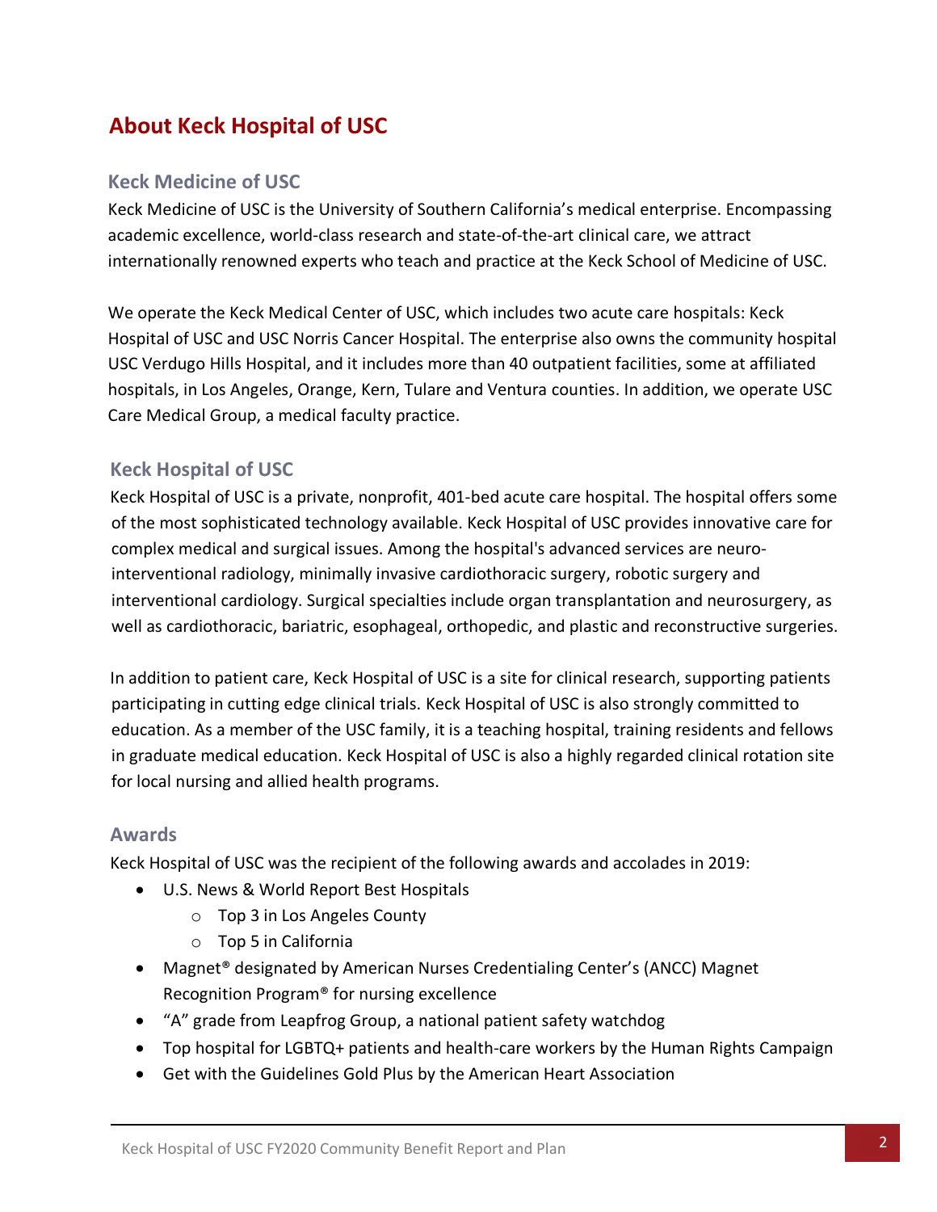# About Keck Hospital of USC

## Keck Medicine of USC

Keck Medicine of USC is the University of Southern California's medical enterprise. Encompassing academic excellence, world-class research and state-of-the-art clinical care, we attract internationally renowned experts who teach and practice at the Keck School of Medicine of USC.

We operate the Keck Medical Center of USC, which includes two acute care hospitals: Keck Hospital of USC and USC Norris Cancer Hospital. The enterprise also owns the community hospital USC Verdugo Hills Hospital, and it includes more than 40 outpatient facilities, some at affiliated hospitals, in Los Angeles, Orange, Kern, Tulare and Ventura counties. In addition, we operate USC Care Medical Group, a medical faculty practice.

## Keck Hospital of USC

Keck Hospital of USC is a private, nonprofit, 401-bed acute care hospital. The hospital offers some of the most sophisticated technology available. Keck Hospital of USC provides innovative care for complex medical and surgical issues. Among the hospital's advanced services are neuro-interventional radiology, minimally invasive cardiothoracic surgery, robotic surgery and interventional cardiology. Surgical specialties include organ transplantation and neurosurgery, as well as cardiothoracic, bariatric, esophageal, orthopedic, and plastic and reconstructive surgeries.

In addition to patient care, Keck Hospital of USC is a site for clinical research, supporting patients participating in cutting edge clinical trials. Keck Hospital of USC is also strongly committed to education. As a member of the USC family, it is a teaching hospital, training residents and fellows in graduate medical education. Keck Hospital of USC is also a highly regarded clinical rotation site for local nursing and allied health programs.

## Awards

Keck Hospital of USC was the recipient of the following awards and accolades in 2019:

- U.S. News & World Report Best Hospitals
  - Top 3 in Los Angeles County
  - Top 5 in California
- Magnet® designated by American Nurses Credentialing Center's (ANCC) Magnet Recognition Program® for nursing excellence
- "A" grade from Leapfrog Group, a national patient safety watchdog
- Top hospital for LGBTQ+ patients and health-care workers by the Human Rights Campaign
- Get with the Guidelines Gold Plus by the American Heart Association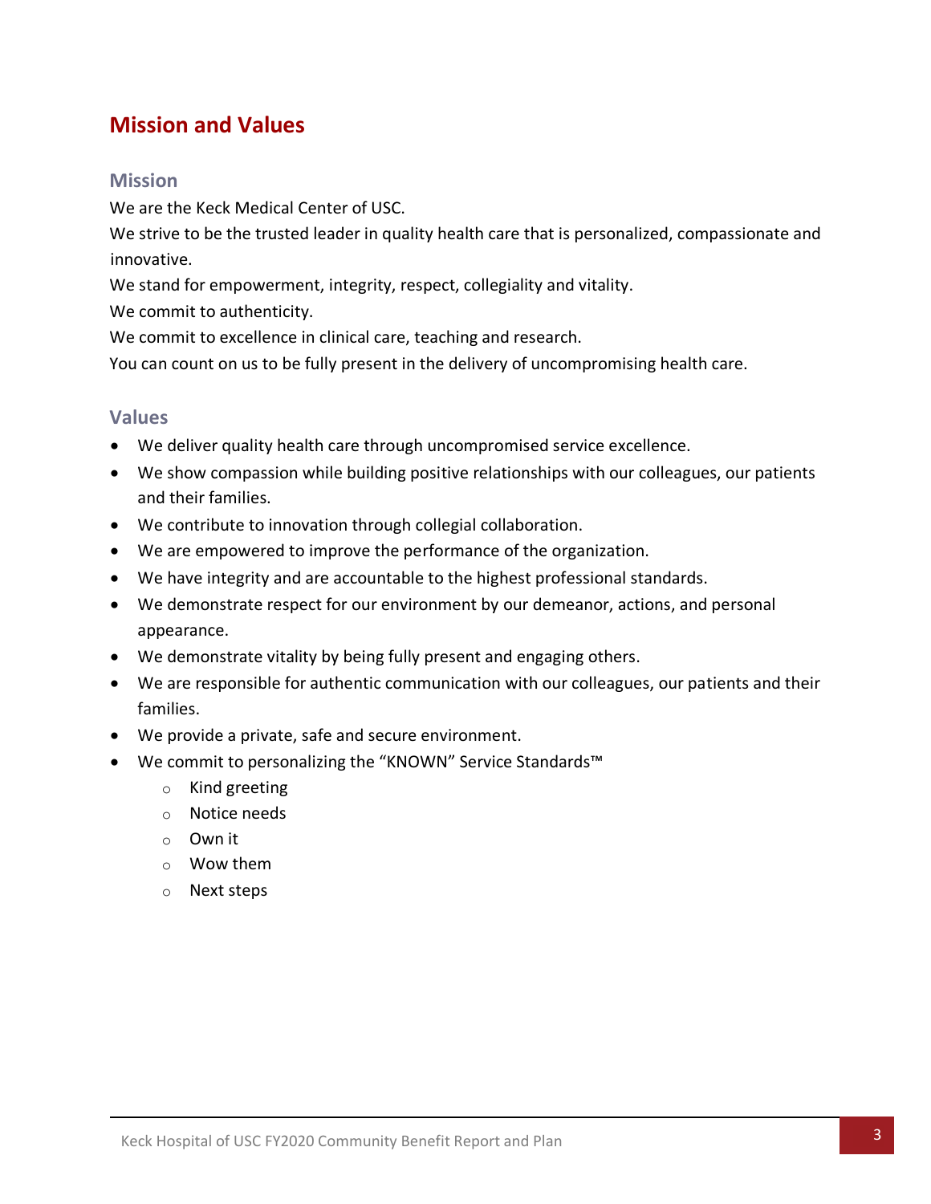# Mission and Values

## Mission

We are the Keck Medical Center of USC.

We strive to be the trusted leader in quality health care that is personalized, compassionate and innovative.

We stand for empowerment, integrity, respect, collegiality and vitality.

We commit to authenticity.

We commit to excellence in clinical care, teaching and research.

You can count on us to be fully present in the delivery of uncompromising health care.

## Values

- We deliver quality health care through uncompromised service excellence.
- We show compassion while building positive relationships with our colleagues, our patients and their families.
- We contribute to innovation through collegial collaboration.
- We are empowered to improve the performance of the organization.
- We have integrity and are accountable to the highest professional standards.
- We demonstrate respect for our environment by our demeanor, actions, and personal appearance.
- We demonstrate vitality by being fully present and engaging others.
- We are responsible for authentic communication with our colleagues, our patients and their families.
- We provide a private, safe and secure environment.
- We commit to personalizing the "KNOWN" Service Standards™
  - Kind greeting
  - Notice needs
  - Own it
  - Wow them
  - Next steps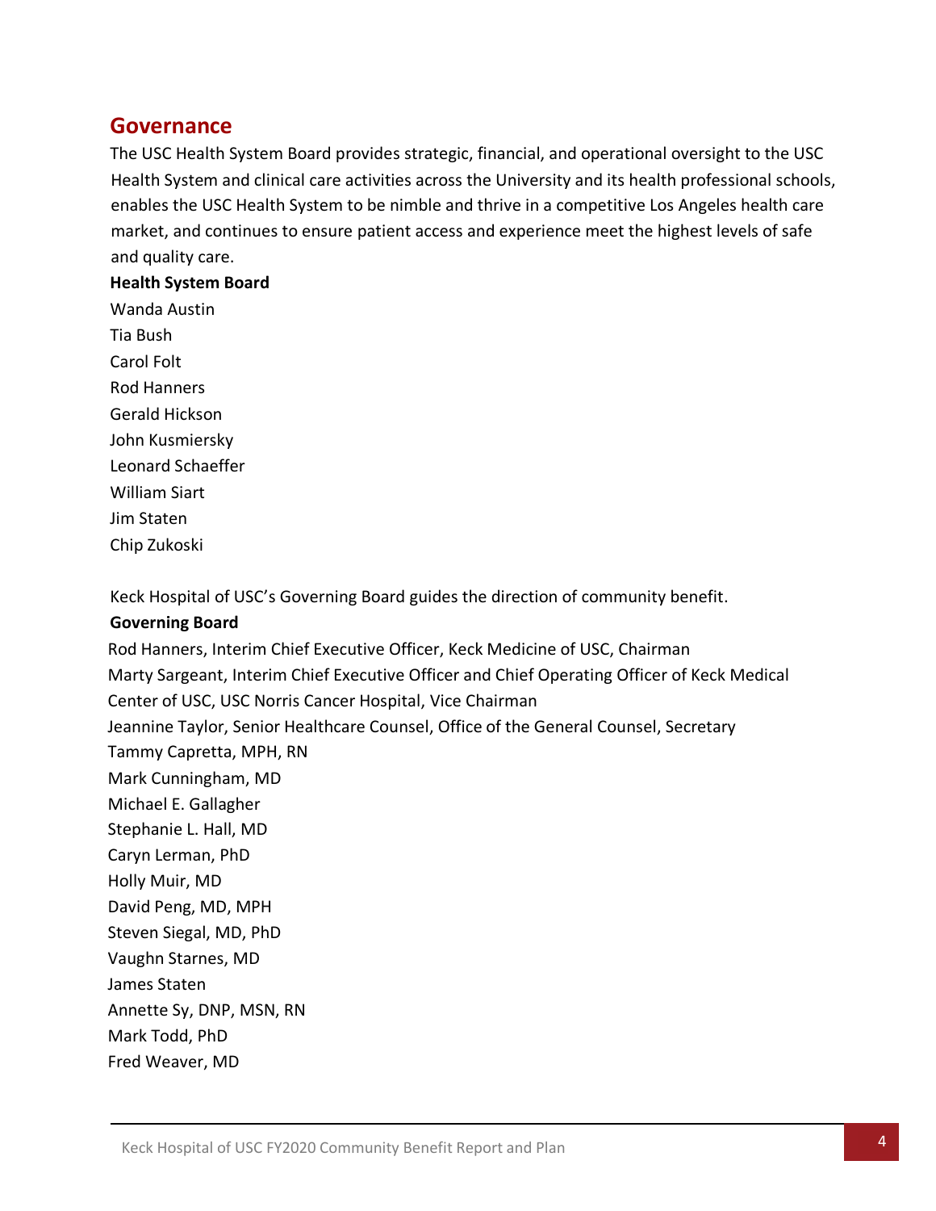## Governance

The USC Health System Board provides strategic, financial, and operational oversight to the USC Health System and clinical care activities across the University and its health professional schools, enables the USC Health System to be nimble and thrive in a competitive Los Angeles health care market, and continues to ensure patient access and experience meet the highest levels of safe and quality care.

**Health System Board**

Wanda Austin
Tia Bush
Carol Folt
Rod Hanners
Gerald Hickson
John Kusmiersky
Leonard Schaeffer
William Siart
Jim Staten
Chip Zukoski

Keck Hospital of USC's Governing Board guides the direction of community benefit.

**Governing Board**

Rod Hanners, Interim Chief Executive Officer, Keck Medicine of USC, Chairman
Marty Sargeant, Interim Chief Executive Officer and Chief Operating Officer of Keck Medical Center of USC, USC Norris Cancer Hospital, Vice Chairman
Jeannine Taylor, Senior Healthcare Counsel, Office of the General Counsel, Secretary
Tammy Capretta, MPH, RN
Mark Cunningham, MD
Michael E. Gallagher
Stephanie L. Hall, MD
Caryn Lerman, PhD
Holly Muir, MD
David Peng, MD, MPH
Steven Siegal, MD, PhD
Vaughn Starnes, MD
James Staten
Annette Sy, DNP, MSN, RN
Mark Todd, PhD
Fred Weaver, MD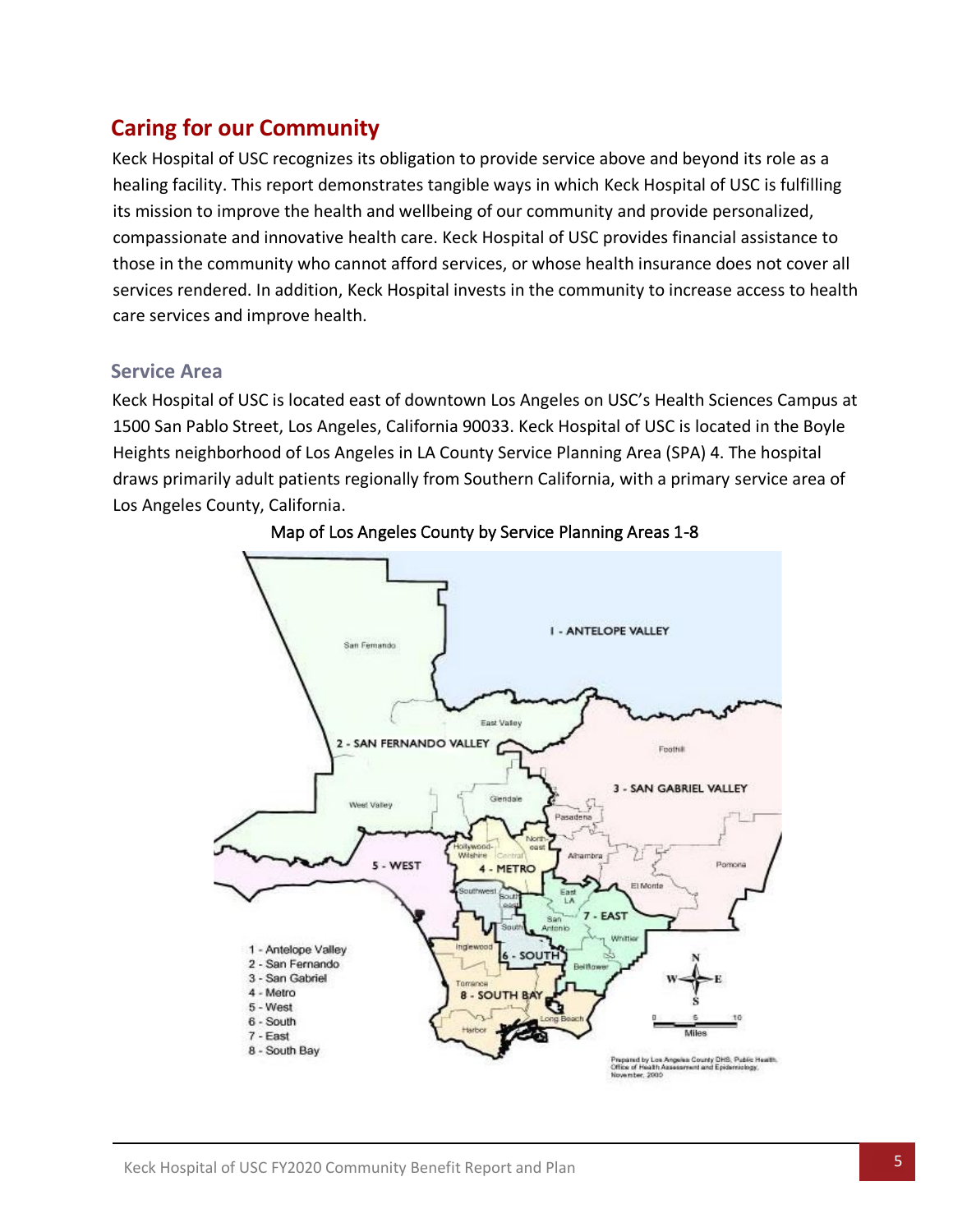## Caring for our Community

Keck Hospital of USC recognizes its obligation to provide service above and beyond its role as a healing facility. This report demonstrates tangible ways in which Keck Hospital of USC is fulfilling its mission to improve the health and wellbeing of our community and provide personalized, compassionate and innovative health care. Keck Hospital of USC provides financial assistance to those in the community who cannot afford services, or whose health insurance does not cover all services rendered. In addition, Keck Hospital invests in the community to increase access to health care services and improve health.

### Service Area

Keck Hospital of USC is located east of downtown Los Angeles on USC's Health Sciences Campus at 1500 San Pablo Street, Los Angeles, California 90033. Keck Hospital of USC is located in the Boyle Heights neighborhood of Los Angeles in LA County Service Planning Area (SPA) 4. The hospital draws primarily adult patients regionally from Southern California, with a primary service area of Los Angeles County, California.

Map of Los Angeles County by Service Planning Areas 1-8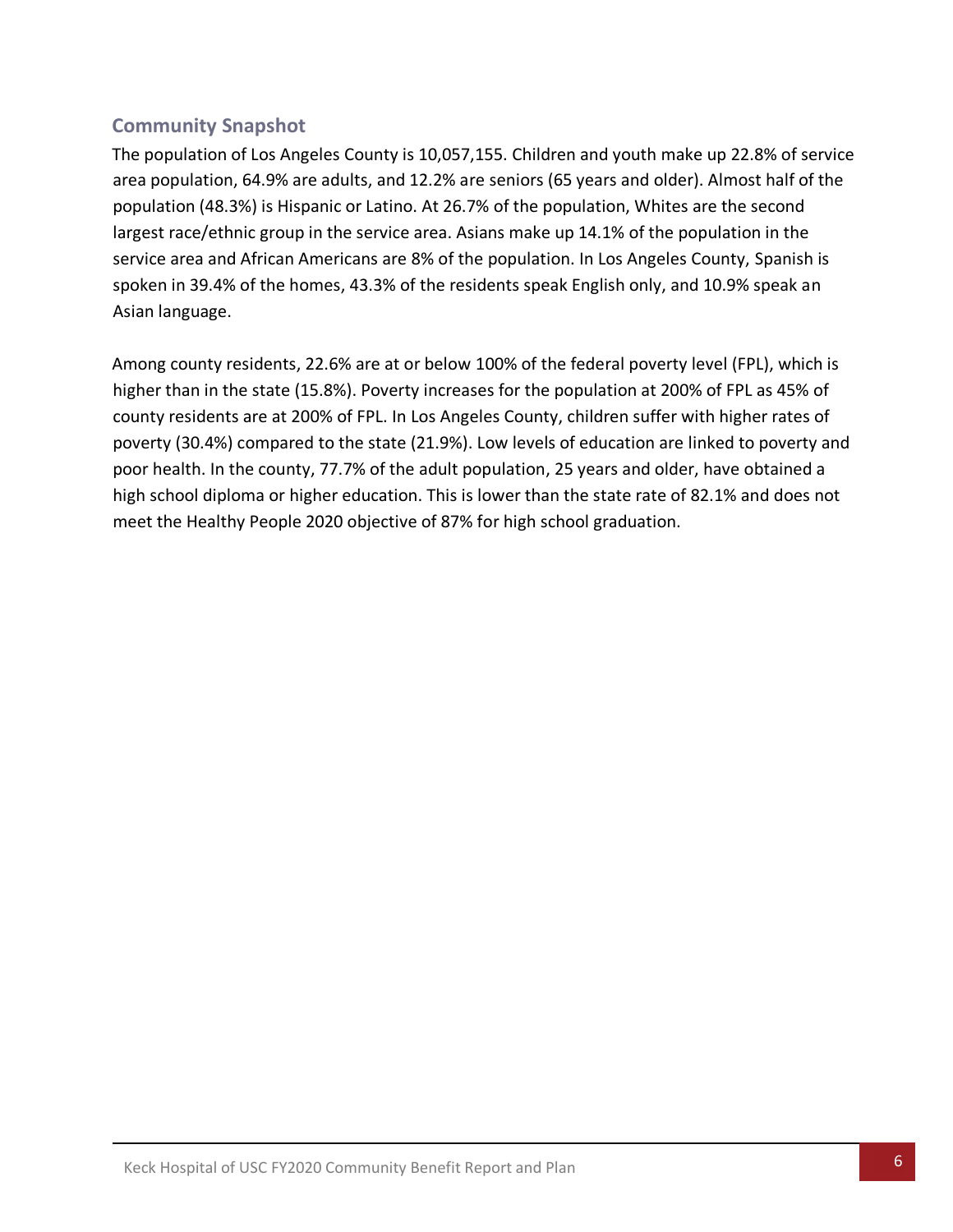## Community Snapshot

The population of Los Angeles County is 10,057,155. Children and youth make up 22.8% of service area population, 64.9% are adults, and 12.2% are seniors (65 years and older). Almost half of the population (48.3%) is Hispanic or Latino. At 26.7% of the population, Whites are the second largest race/ethnic group in the service area. Asians make up 14.1% of the population in the service area and African Americans are 8% of the population. In Los Angeles County, Spanish is spoken in 39.4% of the homes, 43.3% of the residents speak English only, and 10.9% speak an Asian language.

Among county residents, 22.6% are at or below 100% of the federal poverty level (FPL), which is higher than in the state (15.8%). Poverty increases for the population at 200% of FPL as 45% of county residents are at 200% of FPL. In Los Angeles County, children suffer with higher rates of poverty (30.4%) compared to the state (21.9%). Low levels of education are linked to poverty and poor health. In the county, 77.7% of the adult population, 25 years and older, have obtained a high school diploma or higher education. This is lower than the state rate of 82.1% and does not meet the Healthy People 2020 objective of 87% for high school graduation.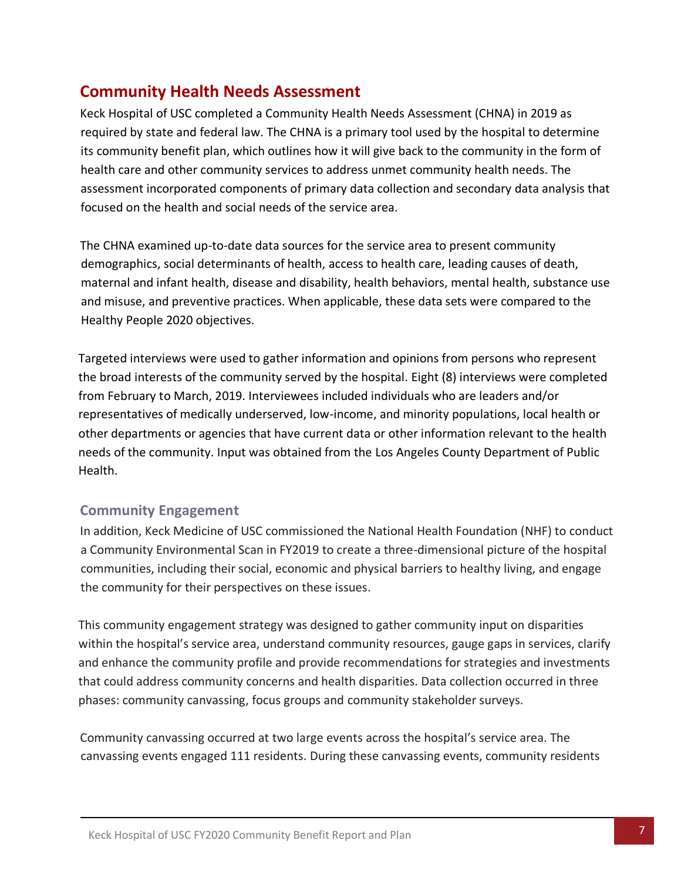## Community Health Needs Assessment

Keck Hospital of USC completed a Community Health Needs Assessment (CHNA) in 2019 as required by state and federal law. The CHNA is a primary tool used by the hospital to determine its community benefit plan, which outlines how it will give back to the community in the form of health care and other community services to address unmet community health needs. The assessment incorporated components of primary data collection and secondary data analysis that focused on the health and social needs of the service area.

The CHNA examined up-to-date data sources for the service area to present community demographics, social determinants of health, access to health care, leading causes of death, maternal and infant health, disease and disability, health behaviors, mental health, substance use and misuse, and preventive practices. When applicable, these data sets were compared to the Healthy People 2020 objectives.

Targeted interviews were used to gather information and opinions from persons who represent the broad interests of the community served by the hospital. Eight (8) interviews were completed from February to March, 2019. Interviewees included individuals who are leaders and/or representatives of medically underserved, low-income, and minority populations, local health or other departments or agencies that have current data or other information relevant to the health needs of the community. Input was obtained from the Los Angeles County Department of Public Health.

### Community Engagement

In addition, Keck Medicine of USC commissioned the National Health Foundation (NHF) to conduct a Community Environmental Scan in FY2019 to create a three-dimensional picture of the hospital communities, including their social, economic and physical barriers to healthy living, and engage the community for their perspectives on these issues.

This community engagement strategy was designed to gather community input on disparities within the hospital's service area, understand community resources, gauge gaps in services, clarify and enhance the community profile and provide recommendations for strategies and investments that could address community concerns and health disparities. Data collection occurred in three phases: community canvassing, focus groups and community stakeholder surveys.

Community canvassing occurred at two large events across the hospital's service area. The canvassing events engaged 111 residents. During these canvassing events, community residents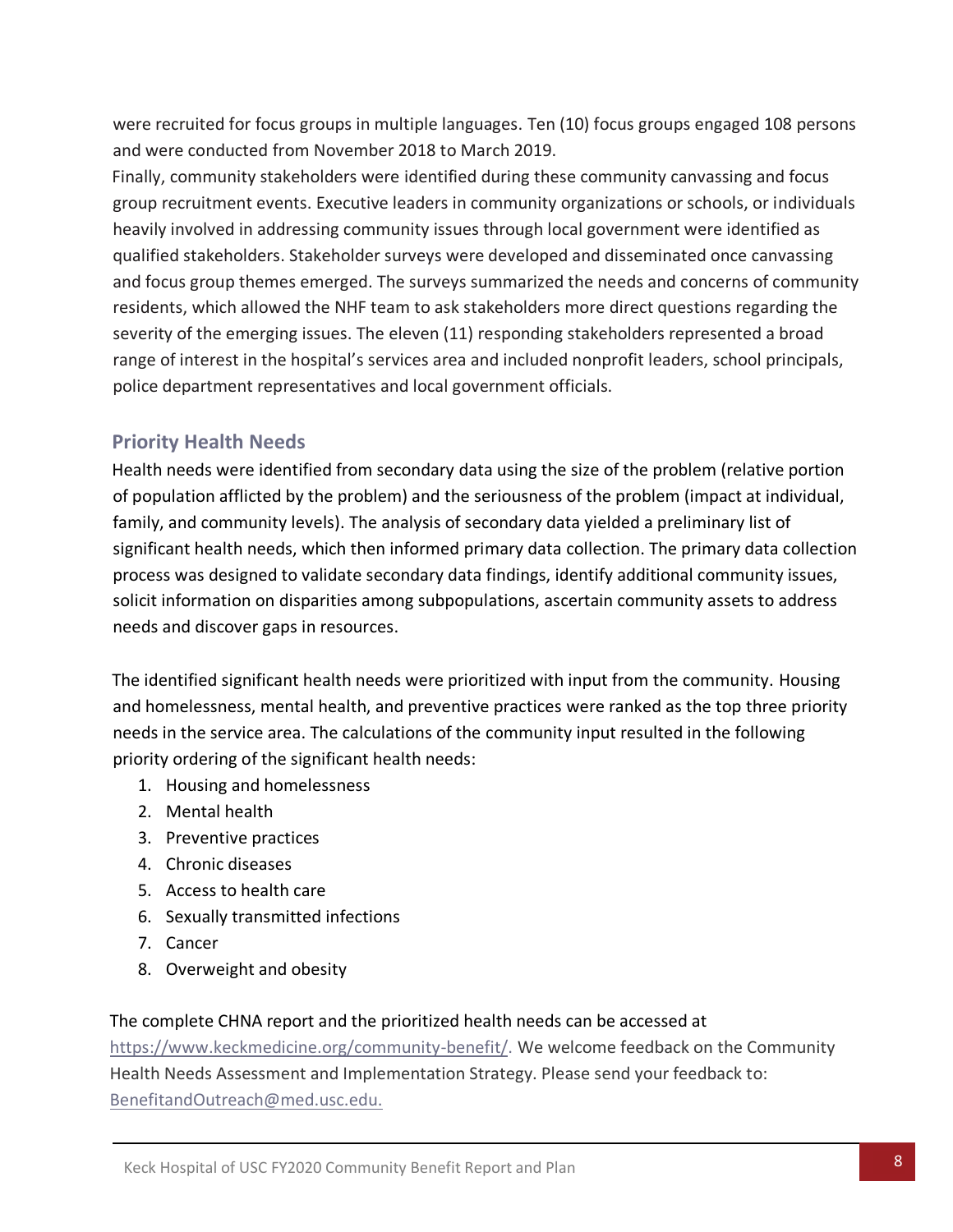were recruited for focus groups in multiple languages. Ten (10) focus groups engaged 108 persons and were conducted from November 2018 to March 2019.

Finally, community stakeholders were identified during these community canvassing and focus group recruitment events. Executive leaders in community organizations or schools, or individuals heavily involved in addressing community issues through local government were identified as qualified stakeholders. Stakeholder surveys were developed and disseminated once canvassing and focus group themes emerged. The surveys summarized the needs and concerns of community residents, which allowed the NHF team to ask stakeholders more direct questions regarding the severity of the emerging issues. The eleven (11) responding stakeholders represented a broad range of interest in the hospital's services area and included nonprofit leaders, school principals, police department representatives and local government officials.

## Priority Health Needs

Health needs were identified from secondary data using the size of the problem (relative portion of population afflicted by the problem) and the seriousness of the problem (impact at individual, family, and community levels). The analysis of secondary data yielded a preliminary list of significant health needs, which then informed primary data collection. The primary data collection process was designed to validate secondary data findings, identify additional community issues, solicit information on disparities among subpopulations, ascertain community assets to address needs and discover gaps in resources.

The identified significant health needs were prioritized with input from the community. Housing and homelessness, mental health, and preventive practices were ranked as the top three priority needs in the service area. The calculations of the community input resulted in the following priority ordering of the significant health needs:

1. Housing and homelessness
2. Mental health
3. Preventive practices
4. Chronic diseases
5. Access to health care
6. Sexually transmitted infections
7. Cancer
8. Overweight and obesity

The complete CHNA report and the prioritized health needs can be accessed at https://www.keckmedicine.org/community-benefit/. We welcome feedback on the Community Health Needs Assessment and Implementation Strategy. Please send your feedback to: BenefitandOutreach@med.usc.edu.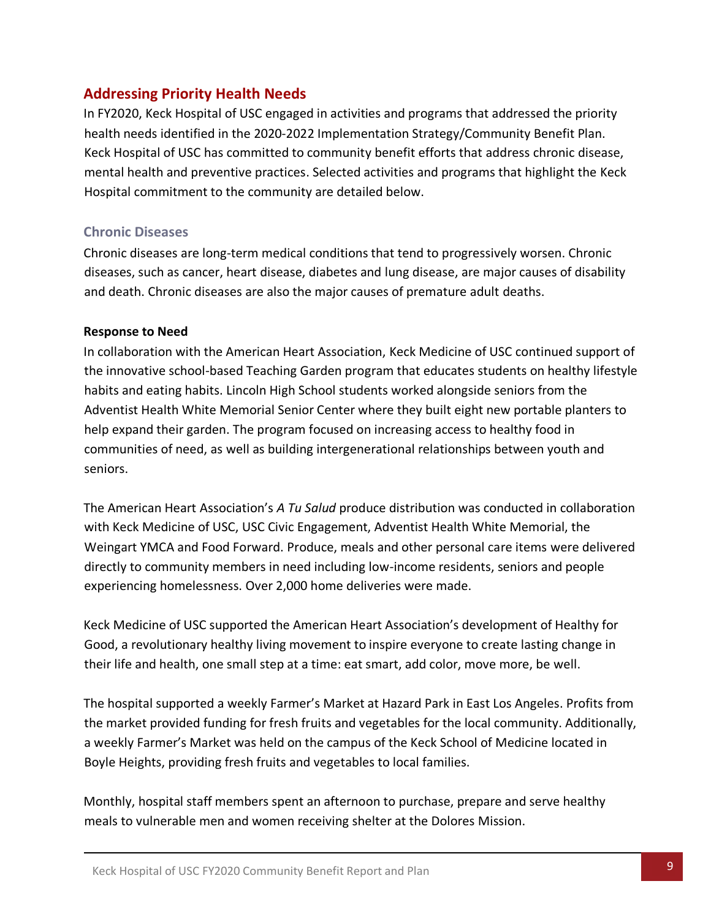## Addressing Priority Health Needs

In FY2020, Keck Hospital of USC engaged in activities and programs that addressed the priority health needs identified in the 2020-2022 Implementation Strategy/Community Benefit Plan. Keck Hospital of USC has committed to community benefit efforts that address chronic disease, mental health and preventive practices. Selected activities and programs that highlight the Keck Hospital commitment to the community are detailed below.

### Chronic Diseases

Chronic diseases are long-term medical conditions that tend to progressively worsen. Chronic diseases, such as cancer, heart disease, diabetes and lung disease, are major causes of disability and death. Chronic diseases are also the major causes of premature adult deaths.

**Response to Need**

In collaboration with the American Heart Association, Keck Medicine of USC continued support of the innovative school-based Teaching Garden program that educates students on healthy lifestyle habits and eating habits. Lincoln High School students worked alongside seniors from the Adventist Health White Memorial Senior Center where they built eight new portable planters to help expand their garden. The program focused on increasing access to healthy food in communities of need, as well as building intergenerational relationships between youth and seniors.

The American Heart Association's *A Tu Salud* produce distribution was conducted in collaboration with Keck Medicine of USC, USC Civic Engagement, Adventist Health White Memorial, the Weingart YMCA and Food Forward. Produce, meals and other personal care items were delivered directly to community members in need including low-income residents, seniors and people experiencing homelessness. Over 2,000 home deliveries were made.

Keck Medicine of USC supported the American Heart Association's development of Healthy for Good, a revolutionary healthy living movement to inspire everyone to create lasting change in their life and health, one small step at a time: eat smart, add color, move more, be well.

The hospital supported a weekly Farmer's Market at Hazard Park in East Los Angeles. Profits from the market provided funding for fresh fruits and vegetables for the local community. Additionally, a weekly Farmer's Market was held on the campus of the Keck School of Medicine located in Boyle Heights, providing fresh fruits and vegetables to local families.

Monthly, hospital staff members spent an afternoon to purchase, prepare and serve healthy meals to vulnerable men and women receiving shelter at the Dolores Mission.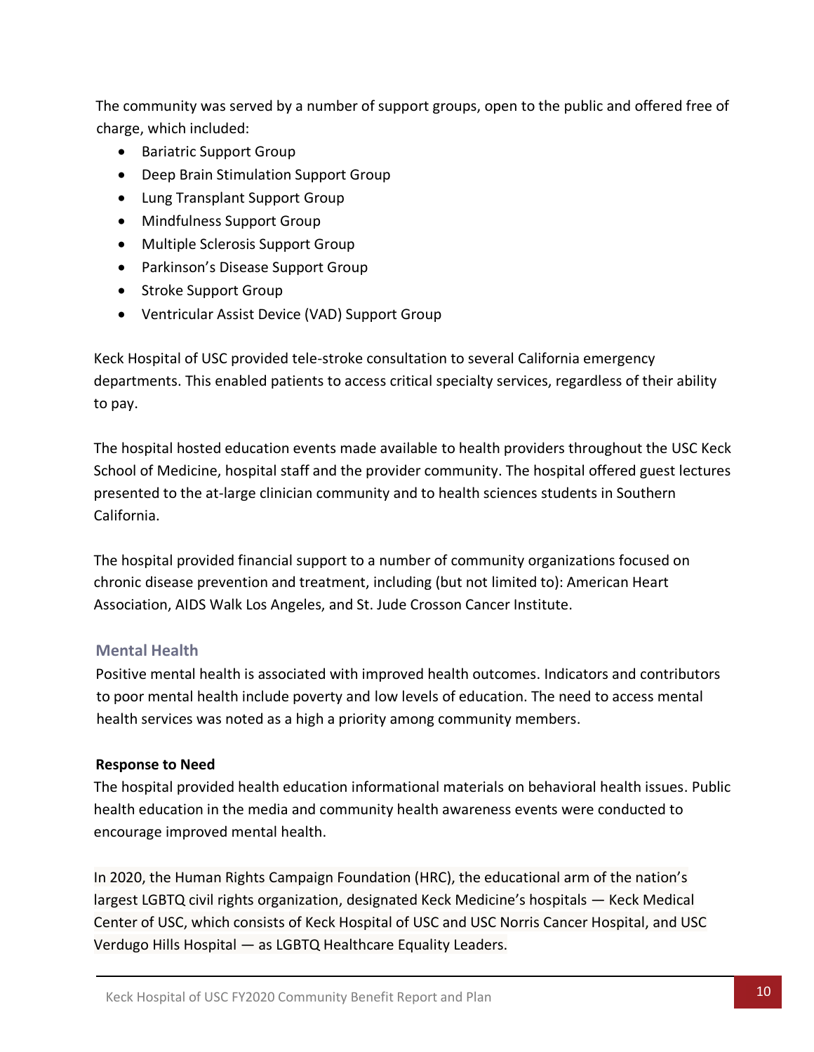The community was served by a number of support groups, open to the public and offered free of charge, which included:

- Bariatric Support Group
- Deep Brain Stimulation Support Group
- Lung Transplant Support Group
- Mindfulness Support Group
- Multiple Sclerosis Support Group
- Parkinson's Disease Support Group
- Stroke Support Group
- Ventricular Assist Device (VAD) Support Group

Keck Hospital of USC provided tele-stroke consultation to several California emergency departments. This enabled patients to access critical specialty services, regardless of their ability to pay.

The hospital hosted education events made available to health providers throughout the USC Keck School of Medicine, hospital staff and the provider community. The hospital offered guest lectures presented to the at-large clinician community and to health sciences students in Southern California.

The hospital provided financial support to a number of community organizations focused on chronic disease prevention and treatment, including (but not limited to): American Heart Association, AIDS Walk Los Angeles, and St. Jude Crosson Cancer Institute.

### Mental Health

Positive mental health is associated with improved health outcomes. Indicators and contributors to poor mental health include poverty and low levels of education. The need to access mental health services was noted as a high a priority among community members.

**Response to Need**

The hospital provided health education informational materials on behavioral health issues. Public health education in the media and community health awareness events were conducted to encourage improved mental health.

In 2020, the Human Rights Campaign Foundation (HRC), the educational arm of the nation's largest LGBTQ civil rights organization, designated Keck Medicine's hospitals — Keck Medical Center of USC, which consists of Keck Hospital of USC and USC Norris Cancer Hospital, and USC Verdugo Hills Hospital — as LGBTQ Healthcare Equality Leaders.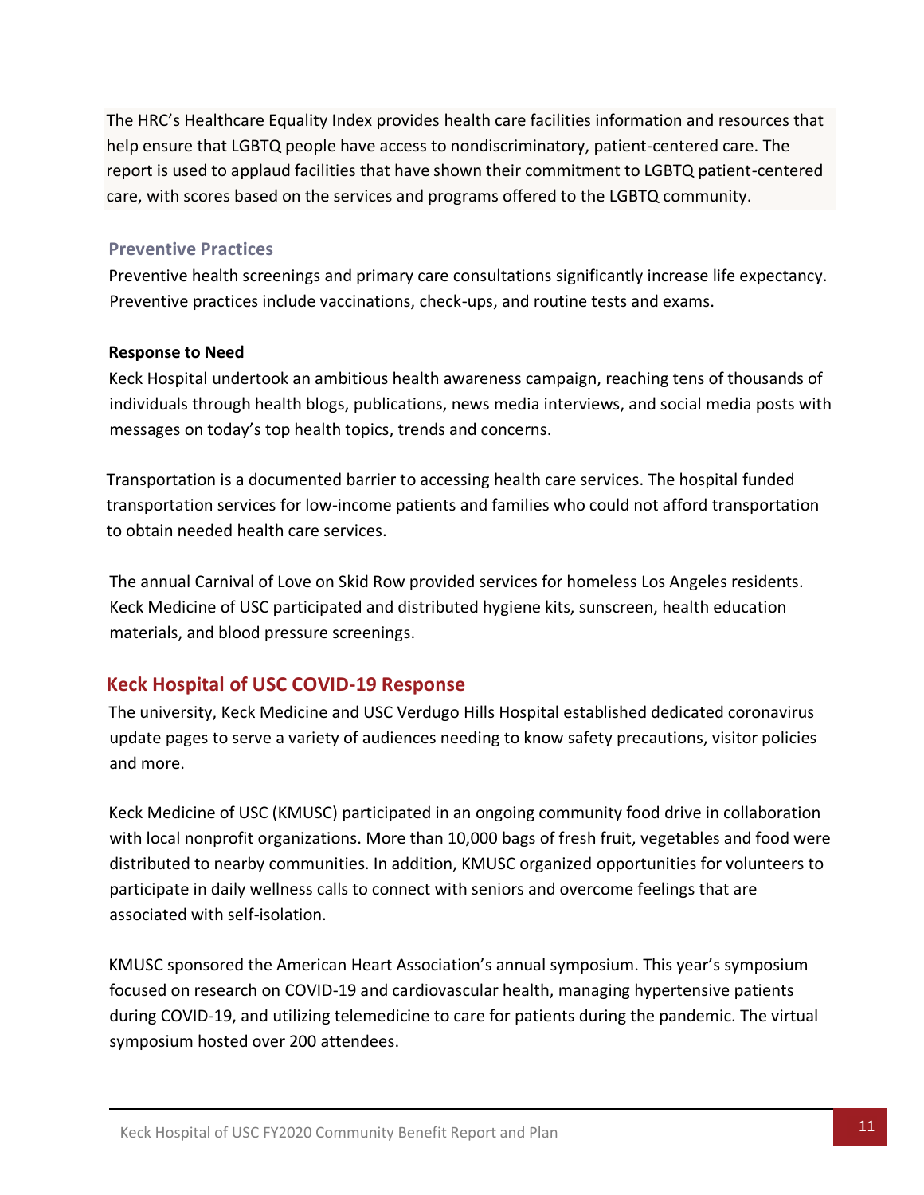The HRC's Healthcare Equality Index provides health care facilities information and resources that help ensure that LGBTQ people have access to nondiscriminatory, patient-centered care. The report is used to applaud facilities that have shown their commitment to LGBTQ patient-centered care, with scores based on the services and programs offered to the LGBTQ community.

### Preventive Practices

Preventive health screenings and primary care consultations significantly increase life expectancy. Preventive practices include vaccinations, check-ups, and routine tests and exams.

**Response to Need**

Keck Hospital undertook an ambitious health awareness campaign, reaching tens of thousands of individuals through health blogs, publications, news media interviews, and social media posts with messages on today's top health topics, trends and concerns.

Transportation is a documented barrier to accessing health care services. The hospital funded transportation services for low-income patients and families who could not afford transportation to obtain needed health care services.

The annual Carnival of Love on Skid Row provided services for homeless Los Angeles residents. Keck Medicine of USC participated and distributed hygiene kits, sunscreen, health education materials, and blood pressure screenings.

## Keck Hospital of USC COVID-19 Response

The university, Keck Medicine and USC Verdugo Hills Hospital established dedicated coronavirus update pages to serve a variety of audiences needing to know safety precautions, visitor policies and more.

Keck Medicine of USC (KMUSC) participated in an ongoing community food drive in collaboration with local nonprofit organizations. More than 10,000 bags of fresh fruit, vegetables and food were distributed to nearby communities. In addition, KMUSC organized opportunities for volunteers to participate in daily wellness calls to connect with seniors and overcome feelings that are associated with self-isolation.

KMUSC sponsored the American Heart Association's annual symposium. This year's symposium focused on research on COVID-19 and cardiovascular health, managing hypertensive patients during COVID-19, and utilizing telemedicine to care for patients during the pandemic. The virtual symposium hosted over 200 attendees.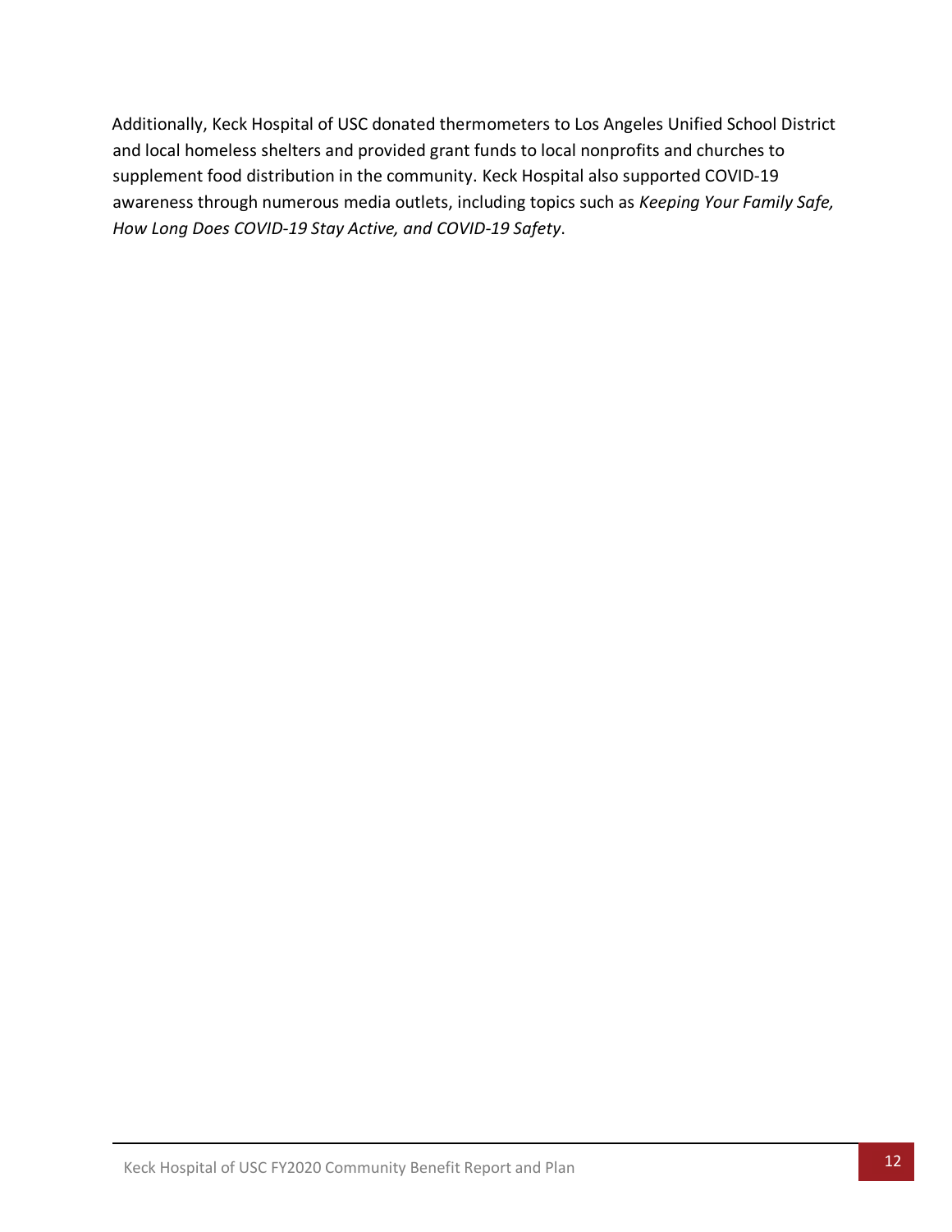Additionally, Keck Hospital of USC donated thermometers to Los Angeles Unified School District and local homeless shelters and provided grant funds to local nonprofits and churches to supplement food distribution in the community. Keck Hospital also supported COVID-19 awareness through numerous media outlets, including topics such as *Keeping Your Family Safe, How Long Does COVID-19 Stay Active, and COVID-19 Safety*.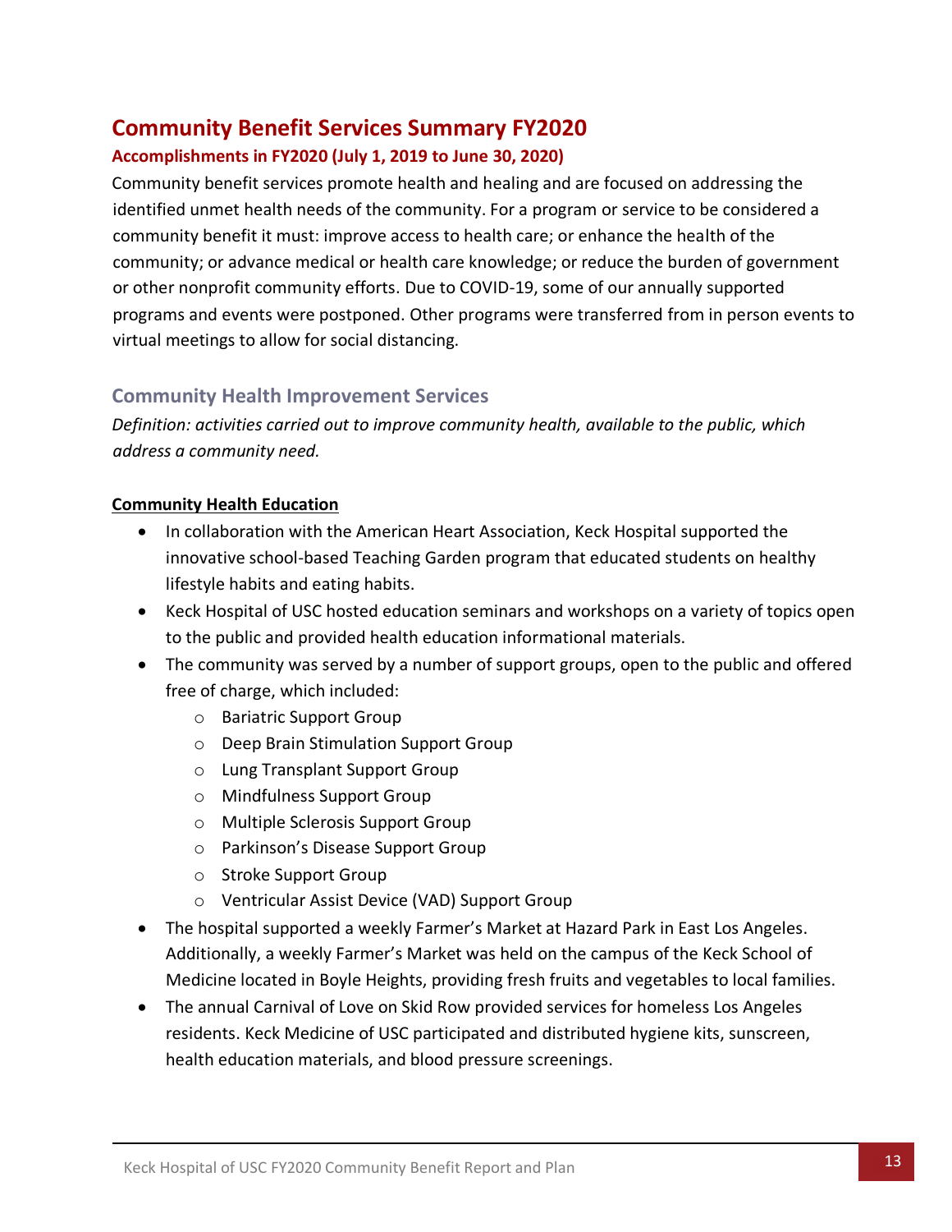# Community Benefit Services Summary FY2020

### Accomplishments in FY2020 (July 1, 2019 to June 30, 2020)

Community benefit services promote health and healing and are focused on addressing the identified unmet health needs of the community. For a program or service to be considered a community benefit it must: improve access to health care; or enhance the health of the community; or advance medical or health care knowledge; or reduce the burden of government or other nonprofit community efforts. Due to COVID-19, some of our annually supported programs and events were postponed. Other programs were transferred from in person events to virtual meetings to allow for social distancing.

## Community Health Improvement Services

*Definition: activities carried out to improve community health, available to the public, which address a community need.*

**Community Health Education**

- In collaboration with the American Heart Association, Keck Hospital supported the innovative school-based Teaching Garden program that educated students on healthy lifestyle habits and eating habits.
- Keck Hospital of USC hosted education seminars and workshops on a variety of topics open to the public and provided health education informational materials.
- The community was served by a number of support groups, open to the public and offered free of charge, which included:
  - Bariatric Support Group
  - Deep Brain Stimulation Support Group
  - Lung Transplant Support Group
  - Mindfulness Support Group
  - Multiple Sclerosis Support Group
  - Parkinson's Disease Support Group
  - Stroke Support Group
  - Ventricular Assist Device (VAD) Support Group
- The hospital supported a weekly Farmer's Market at Hazard Park in East Los Angeles. Additionally, a weekly Farmer's Market was held on the campus of the Keck School of Medicine located in Boyle Heights, providing fresh fruits and vegetables to local families.
- The annual Carnival of Love on Skid Row provided services for homeless Los Angeles residents. Keck Medicine of USC participated and distributed hygiene kits, sunscreen, health education materials, and blood pressure screenings.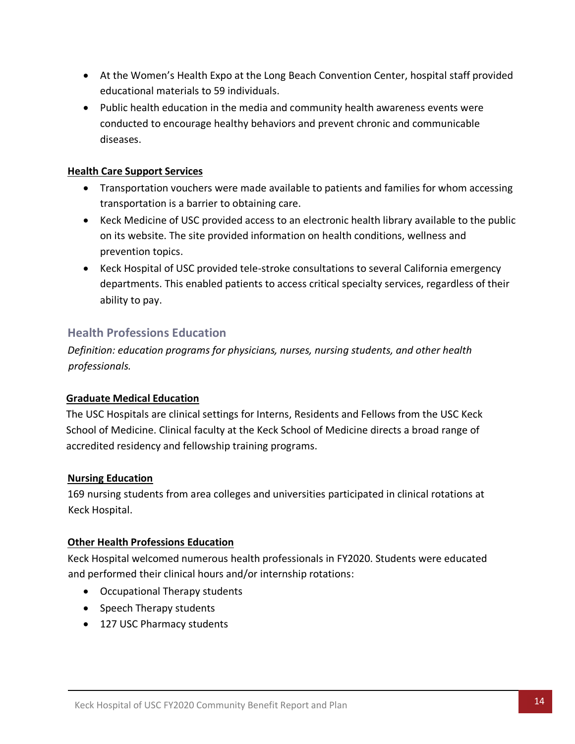- At the Women's Health Expo at the Long Beach Convention Center, hospital staff provided educational materials to 59 individuals.
- Public health education in the media and community health awareness events were conducted to encourage healthy behaviors and prevent chronic and communicable diseases.

**Health Care Support Services**

- Transportation vouchers were made available to patients and families for whom accessing transportation is a barrier to obtaining care.
- Keck Medicine of USC provided access to an electronic health library available to the public on its website. The site provided information on health conditions, wellness and prevention topics.
- Keck Hospital of USC provided tele-stroke consultations to several California emergency departments. This enabled patients to access critical specialty services, regardless of their ability to pay.

## Health Professions Education

*Definition: education programs for physicians, nurses, nursing students, and other health professionals.*

**Graduate Medical Education**

The USC Hospitals are clinical settings for Interns, Residents and Fellows from the USC Keck School of Medicine. Clinical faculty at the Keck School of Medicine directs a broad range of accredited residency and fellowship training programs.

**Nursing Education**

169 nursing students from area colleges and universities participated in clinical rotations at Keck Hospital.

**Other Health Professions Education**

Keck Hospital welcomed numerous health professionals in FY2020. Students were educated and performed their clinical hours and/or internship rotations:

- Occupational Therapy students
- Speech Therapy students
- 127 USC Pharmacy students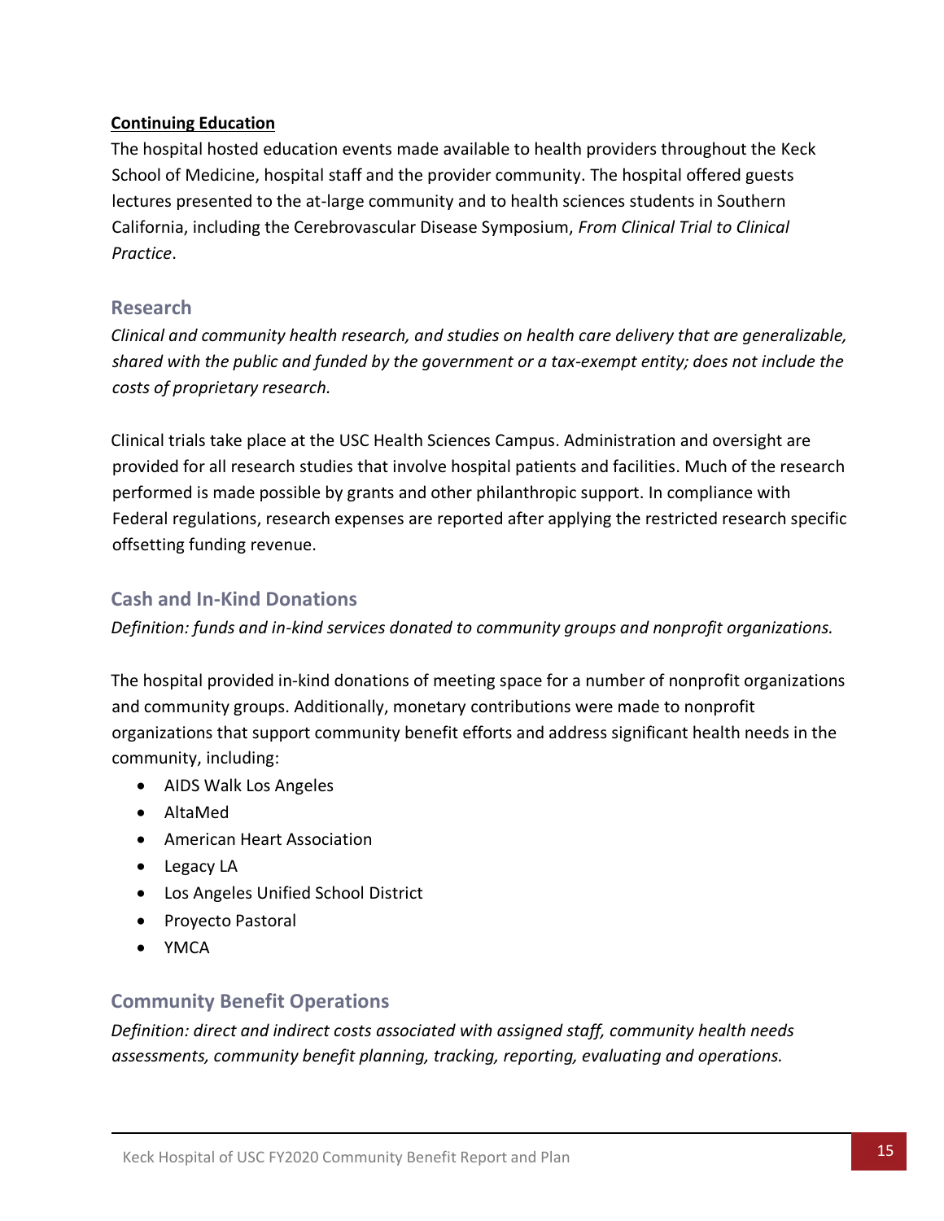**Continuing Education**

The hospital hosted education events made available to health providers throughout the Keck School of Medicine, hospital staff and the provider community. The hospital offered guests lectures presented to the at-large community and to health sciences students in Southern California, including the Cerebrovascular Disease Symposium, *From Clinical Trial to Clinical Practice*.

## Research

*Clinical and community health research, and studies on health care delivery that are generalizable, shared with the public and funded by the government or a tax-exempt entity; does not include the costs of proprietary research.*

Clinical trials take place at the USC Health Sciences Campus. Administration and oversight are provided for all research studies that involve hospital patients and facilities. Much of the research performed is made possible by grants and other philanthropic support. In compliance with Federal regulations, research expenses are reported after applying the restricted research specific offsetting funding revenue.

## Cash and In-Kind Donations

*Definition: funds and in-kind services donated to community groups and nonprofit organizations.*

The hospital provided in-kind donations of meeting space for a number of nonprofit organizations and community groups. Additionally, monetary contributions were made to nonprofit organizations that support community benefit efforts and address significant health needs in the community, including:

- AIDS Walk Los Angeles
- AltaMed
- American Heart Association
- Legacy LA
- Los Angeles Unified School District
- Proyecto Pastoral
- YMCA

## Community Benefit Operations

*Definition: direct and indirect costs associated with assigned staff, community health needs assessments, community benefit planning, tracking, reporting, evaluating and operations.*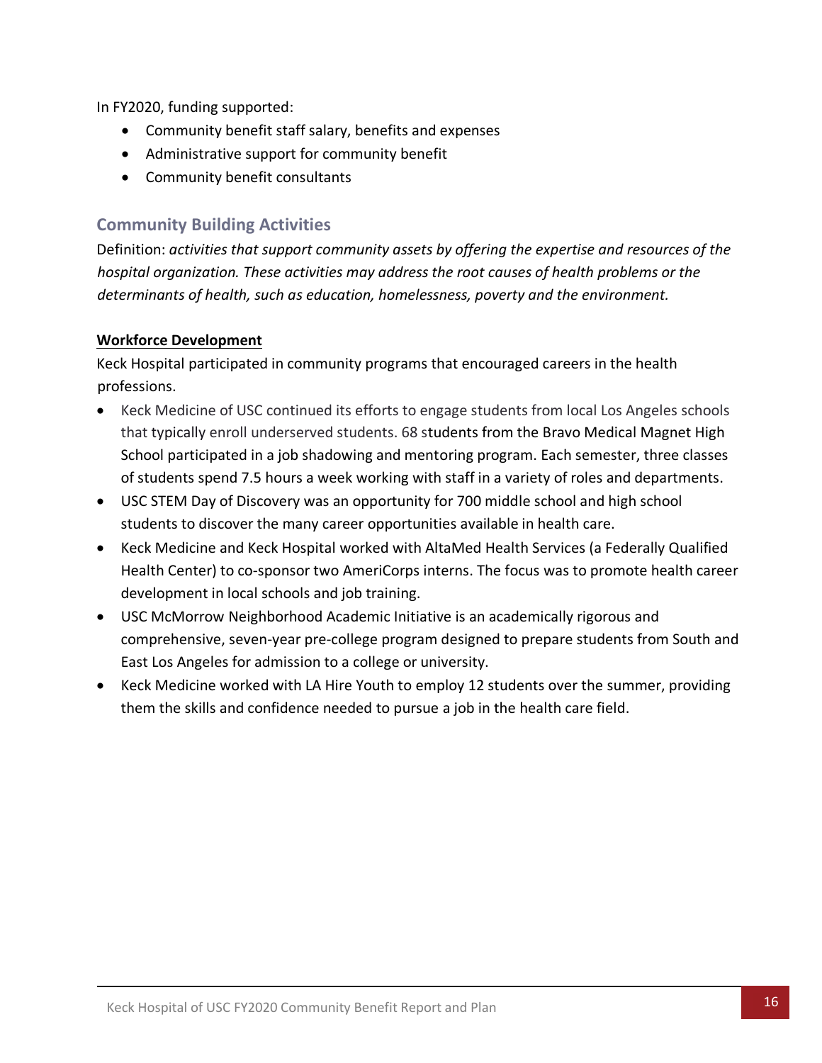In FY2020, funding supported:

- Community benefit staff salary, benefits and expenses
- Administrative support for community benefit
- Community benefit consultants

## Community Building Activities

Definition: *activities that support community assets by offering the expertise and resources of the hospital organization. These activities may address the root causes of health problems or the determinants of health, such as education, homelessness, poverty and the environment.*

**Workforce Development**

Keck Hospital participated in community programs that encouraged careers in the health professions.

- Keck Medicine of USC continued its efforts to engage students from local Los Angeles schools that typically enroll underserved students. 68 students from the Bravo Medical Magnet High School participated in a job shadowing and mentoring program. Each semester, three classes of students spend 7.5 hours a week working with staff in a variety of roles and departments.
- USC STEM Day of Discovery was an opportunity for 700 middle school and high school students to discover the many career opportunities available in health care.
- Keck Medicine and Keck Hospital worked with AltaMed Health Services (a Federally Qualified Health Center) to co-sponsor two AmeriCorps interns. The focus was to promote health career development in local schools and job training.
- USC McMorrow Neighborhood Academic Initiative is an academically rigorous and comprehensive, seven-year pre-college program designed to prepare students from South and East Los Angeles for admission to a college or university.
- Keck Medicine worked with LA Hire Youth to employ 12 students over the summer, providing them the skills and confidence needed to pursue a job in the health care field.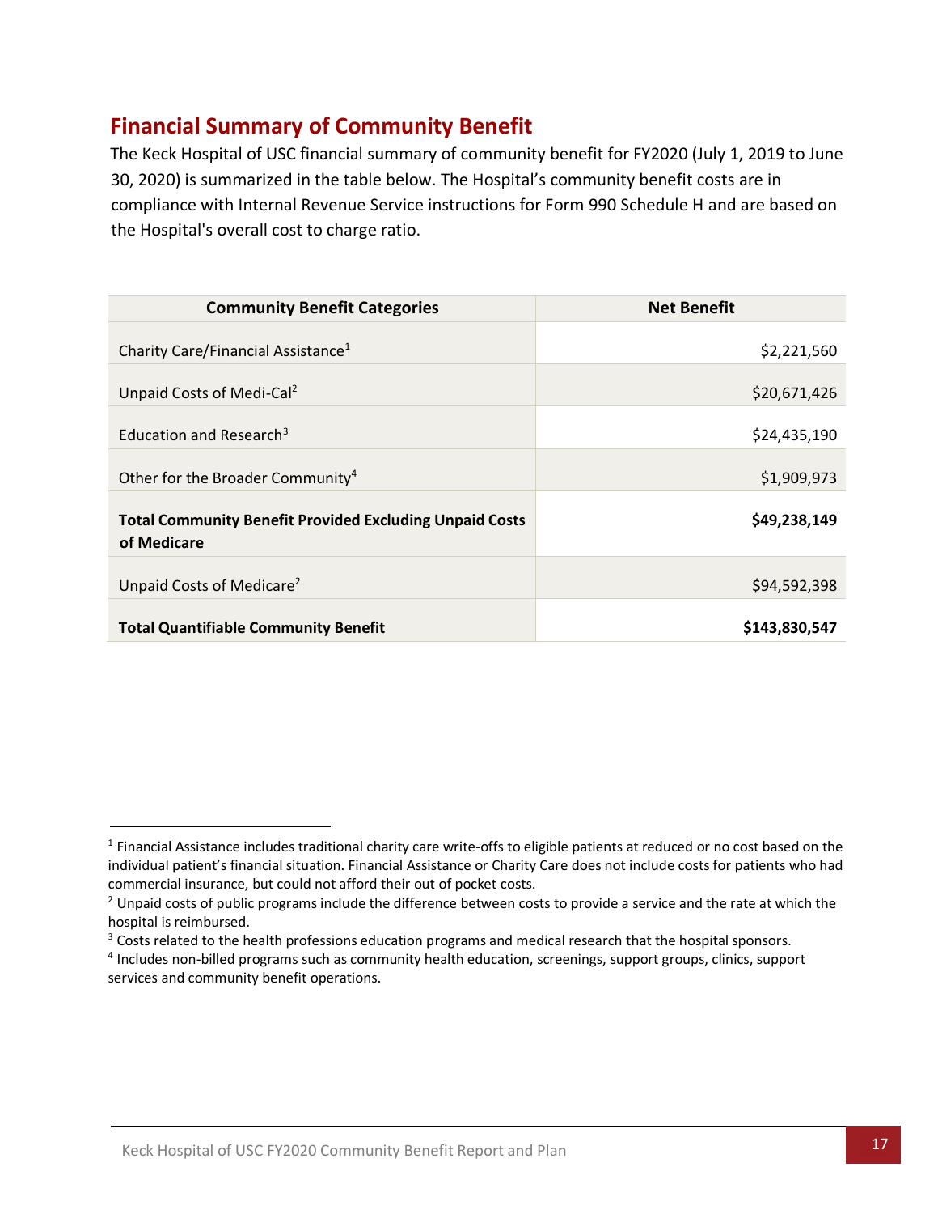## Financial Summary of Community Benefit

The Keck Hospital of USC financial summary of community benefit for FY2020 (July 1, 2019 to June 30, 2020) is summarized in the table below. The Hospital's community benefit costs are in compliance with Internal Revenue Service instructions for Form 990 Schedule H and are based on the Hospital's overall cost to charge ratio.

| Community Benefit Categories | Net Benefit |
|---|---|
| Charity Care/Financial Assistance[1] | $2,221,560 |
| Unpaid Costs of Medi-Cal[2] | $20,671,426 |
| Education and Research[3] | $24,435,190 |
| Other for the Broader Community[4] | $1,909,973 |
| **Total Community Benefit Provided Excluding Unpaid Costs of Medicare** | **$49,238,149** |
| Unpaid Costs of Medicare[2] | $94,592,398 |
| **Total Quantifiable Community Benefit** | **$143,830,547** |

[1] Financial Assistance includes traditional charity care write-offs to eligible patients at reduced or no cost based on the individual patient's financial situation. Financial Assistance or Charity Care does not include costs for patients who had commercial insurance, but could not afford their out of pocket costs.

[2] Unpaid costs of public programs include the difference between costs to provide a service and the rate at which the hospital is reimbursed.

[3] Costs related to the health professions education programs and medical research that the hospital sponsors.

[4] Includes non-billed programs such as community health education, screenings, support groups, clinics, support services and community benefit operations.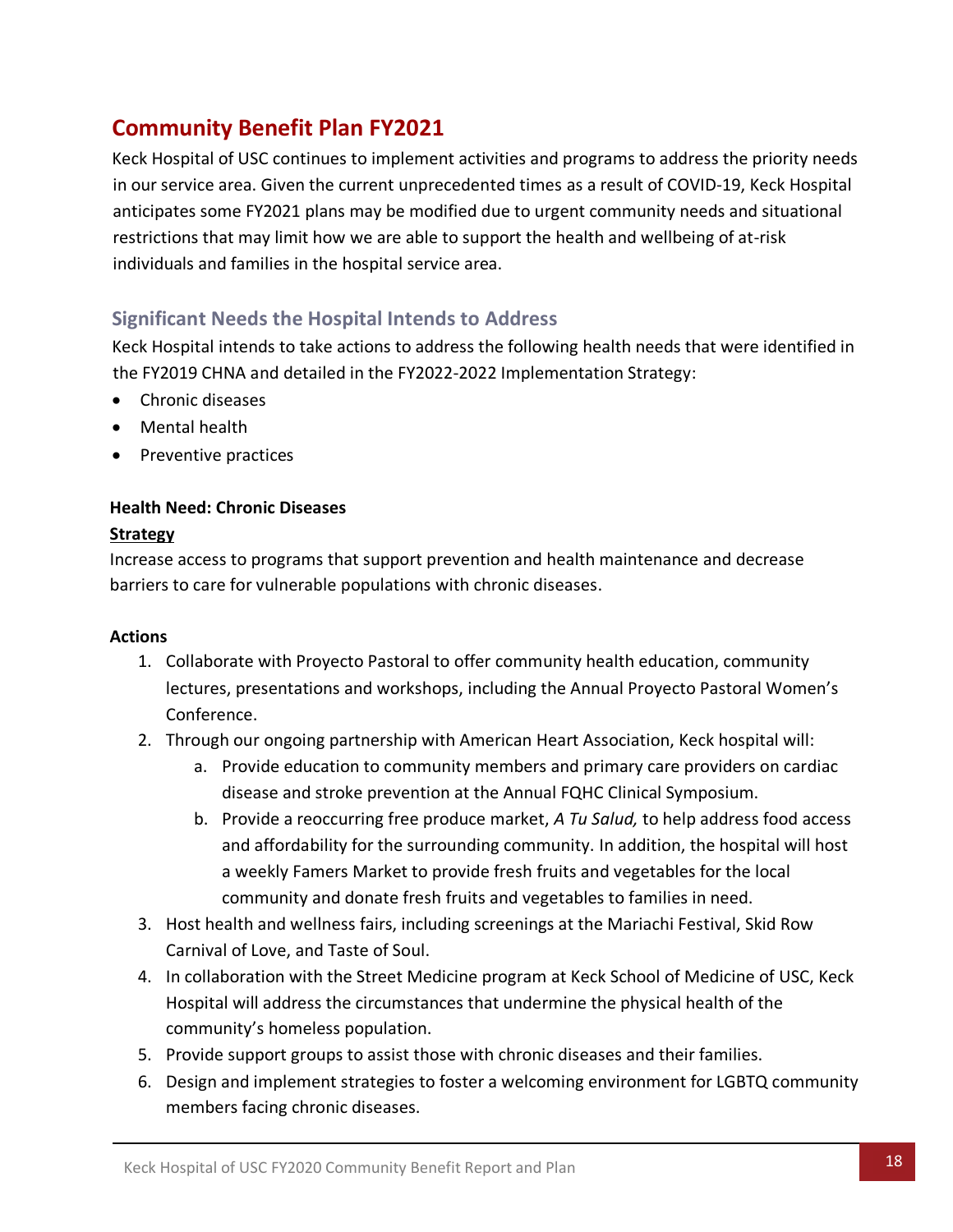## Community Benefit Plan FY2021

Keck Hospital of USC continues to implement activities and programs to address the priority needs in our service area. Given the current unprecedented times as a result of COVID-19, Keck Hospital anticipates some FY2021 plans may be modified due to urgent community needs and situational restrictions that may limit how we are able to support the health and wellbeing of at-risk individuals and families in the hospital service area.

### Significant Needs the Hospital Intends to Address

Keck Hospital intends to take actions to address the following health needs that were identified in the FY2019 CHNA and detailed in the FY2022-2022 Implementation Strategy:

- Chronic diseases
- Mental health
- Preventive practices

**Health Need: Chronic Diseases**

**<u>Strategy</u>**

Increase access to programs that support prevention and health maintenance and decrease barriers to care for vulnerable populations with chronic diseases.

**Actions**

1. Collaborate with Proyecto Pastoral to offer community health education, community lectures, presentations and workshops, including the Annual Proyecto Pastoral Women's Conference.
2. Through our ongoing partnership with American Heart Association, Keck hospital will:
    a. Provide education to community members and primary care providers on cardiac disease and stroke prevention at the Annual FQHC Clinical Symposium.
    b. Provide a reoccurring free produce market, *A Tu Salud,* to help address food access and affordability for the surrounding community. In addition, the hospital will host a weekly Famers Market to provide fresh fruits and vegetables for the local community and donate fresh fruits and vegetables to families in need.
3. Host health and wellness fairs, including screenings at the Mariachi Festival, Skid Row Carnival of Love, and Taste of Soul.
4. In collaboration with the Street Medicine program at Keck School of Medicine of USC, Keck Hospital will address the circumstances that undermine the physical health of the community's homeless population.
5. Provide support groups to assist those with chronic diseases and their families.
6. Design and implement strategies to foster a welcoming environment for LGBTQ community members facing chronic diseases.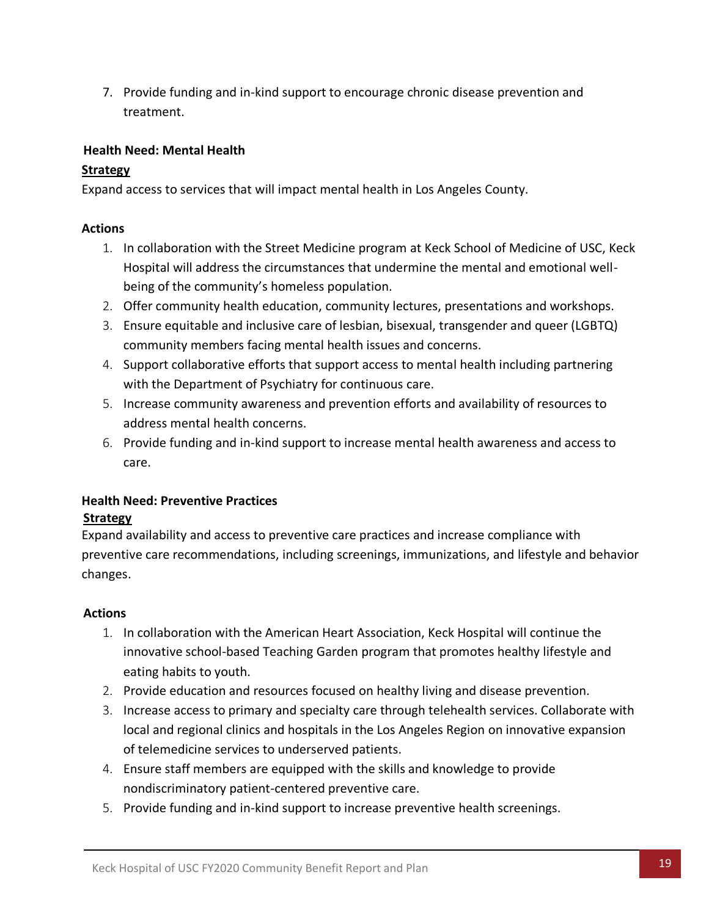7. Provide funding and in-kind support to encourage chronic disease prevention and treatment.

**Health Need: Mental Health**

**Strategy**

Expand access to services that will impact mental health in Los Angeles County.

**Actions**

1. In collaboration with the Street Medicine program at Keck School of Medicine of USC, Keck Hospital will address the circumstances that undermine the mental and emotional well-being of the community's homeless population.
2. Offer community health education, community lectures, presentations and workshops.
3. Ensure equitable and inclusive care of lesbian, bisexual, transgender and queer (LGBTQ) community members facing mental health issues and concerns.
4. Support collaborative efforts that support access to mental health including partnering with the Department of Psychiatry for continuous care.
5. Increase community awareness and prevention efforts and availability of resources to address mental health concerns.
6. Provide funding and in-kind support to increase mental health awareness and access to care.

**Health Need: Preventive Practices**

**Strategy**

Expand availability and access to preventive care practices and increase compliance with preventive care recommendations, including screenings, immunizations, and lifestyle and behavior changes.

**Actions**

1. In collaboration with the American Heart Association, Keck Hospital will continue the innovative school-based Teaching Garden program that promotes healthy lifestyle and eating habits to youth.
2. Provide education and resources focused on healthy living and disease prevention.
3. Increase access to primary and specialty care through telehealth services. Collaborate with local and regional clinics and hospitals in the Los Angeles Region on innovative expansion of telemedicine services to underserved patients.
4. Ensure staff members are equipped with the skills and knowledge to provide nondiscriminatory patient-centered preventive care.
5. Provide funding and in-kind support to increase preventive health screenings.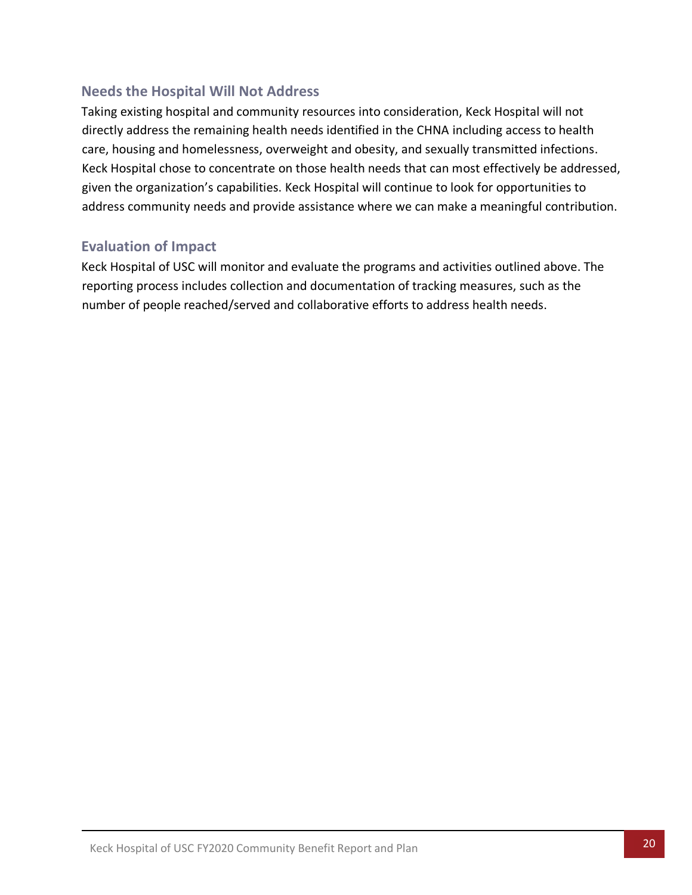## Needs the Hospital Will Not Address

Taking existing hospital and community resources into consideration, Keck Hospital will not directly address the remaining health needs identified in the CHNA including access to health care, housing and homelessness, overweight and obesity, and sexually transmitted infections. Keck Hospital chose to concentrate on those health needs that can most effectively be addressed, given the organization's capabilities. Keck Hospital will continue to look for opportunities to address community needs and provide assistance where we can make a meaningful contribution.

## Evaluation of Impact

Keck Hospital of USC will monitor and evaluate the programs and activities outlined above. The reporting process includes collection and documentation of tracking measures, such as the number of people reached/served and collaborative efforts to address health needs.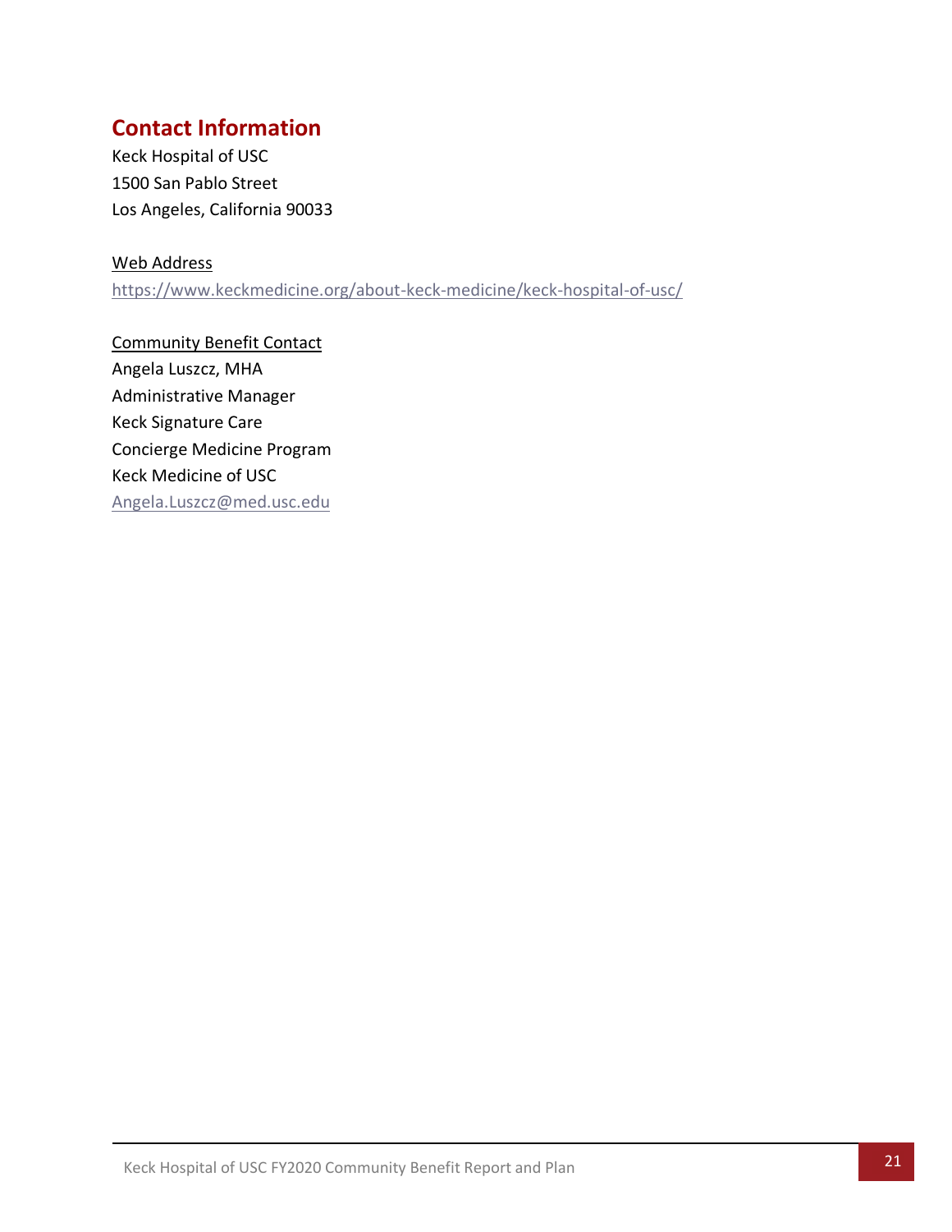## Contact Information

Keck Hospital of USC  
1500 San Pablo Street  
Los Angeles, California 90033

Web Address  
https://www.keckmedicine.org/about-keck-medicine/keck-hospital-of-usc/

Community Benefit Contact  
Angela Luszcz, MHA  
Administrative Manager  
Keck Signature Care  
Concierge Medicine Program  
Keck Medicine of USC  
Angela.Luszcz@med.usc.edu